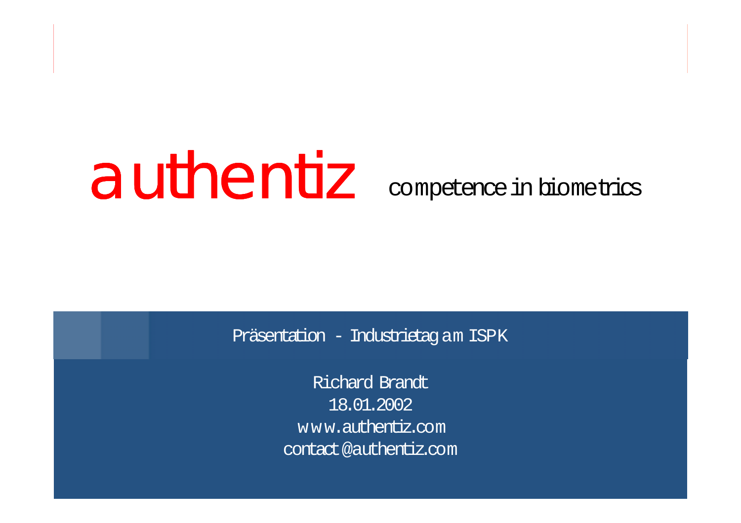# authentiz competence in biometrics

Präsentation - Industrietag am ISPK

Richard Brandt
18.01.2002
www.authentiz.com
contact@authentiz.com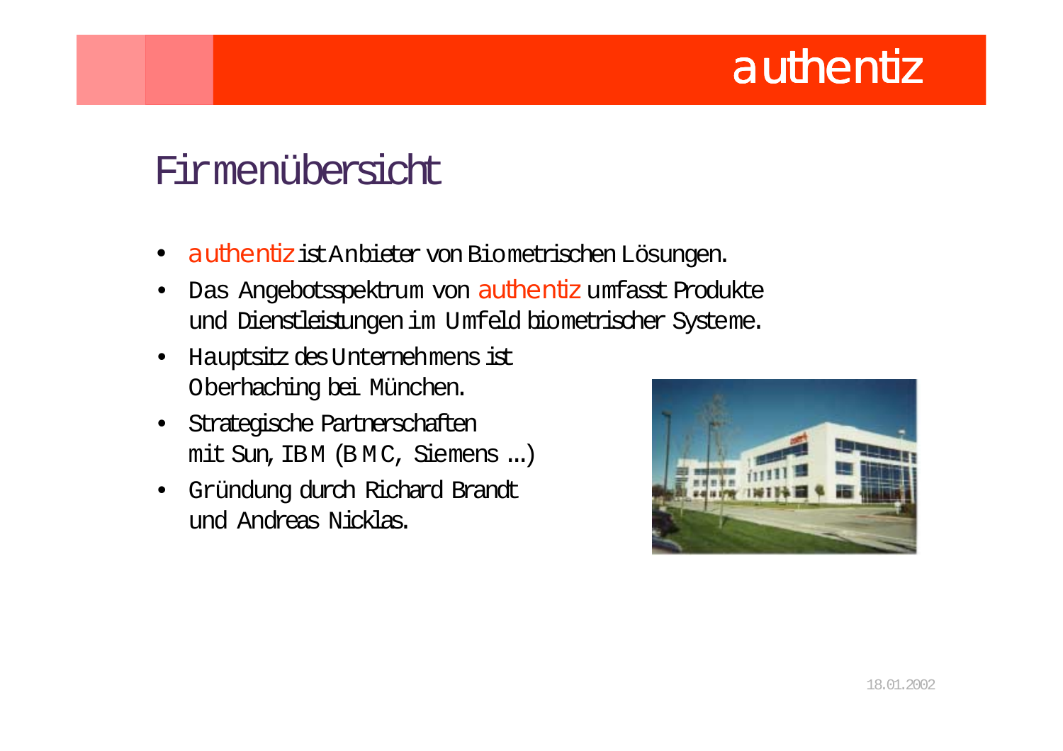authentiz

# Firmenübersicht

- authentiz ist Anbieter von Biometrischen Lösungen.
- Das Angebotsspektrum von authentiz umfasst Produkte und Dienstleistungen im Umfeld biometrischer Systeme.
- Hauptsitz des Unternehmens ist Oberhaching bei München.
- Strategische Partnerschaften mit Sun, IBM (BMC, Siemens ...)
- Gründung durch Richard Brandt und Andreas Nicklas.

18.01.2002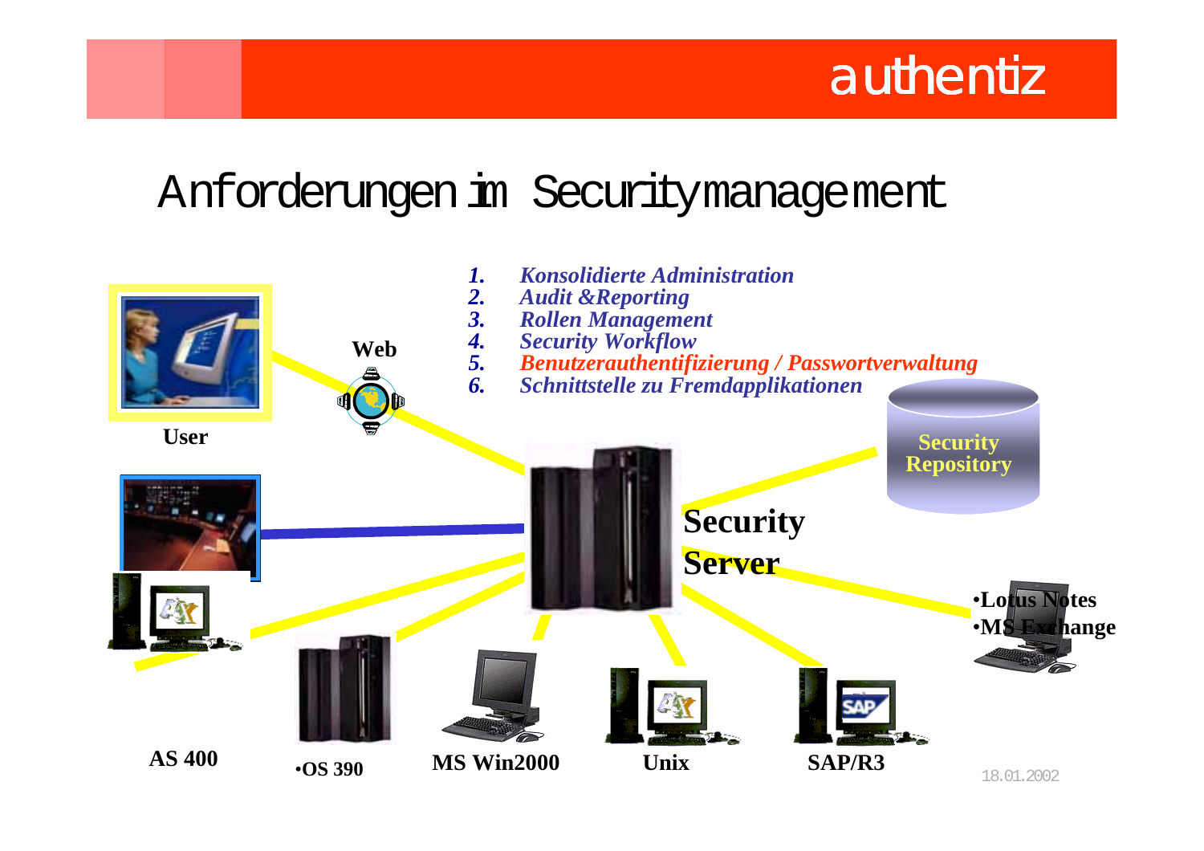# Anforderungen im Securitymanagement

1. *Konsolidierte Administration*
2. *Audit &Reporting*
3. *Rollen Management*
4. *Security Workflow*
5. *Benutzerauthentifizierung / Passwortverwaltung*
6. *Schnittstelle zu Fremdapplikationen*

**User**

**Web**

**Security Repository**

**Security Server**

- **Lotus Notes**
- **MS Exchange**

**AS 400**

- **OS 390**

**MS Win2000**

**Unix**

**SAP/R3**

18.01.2002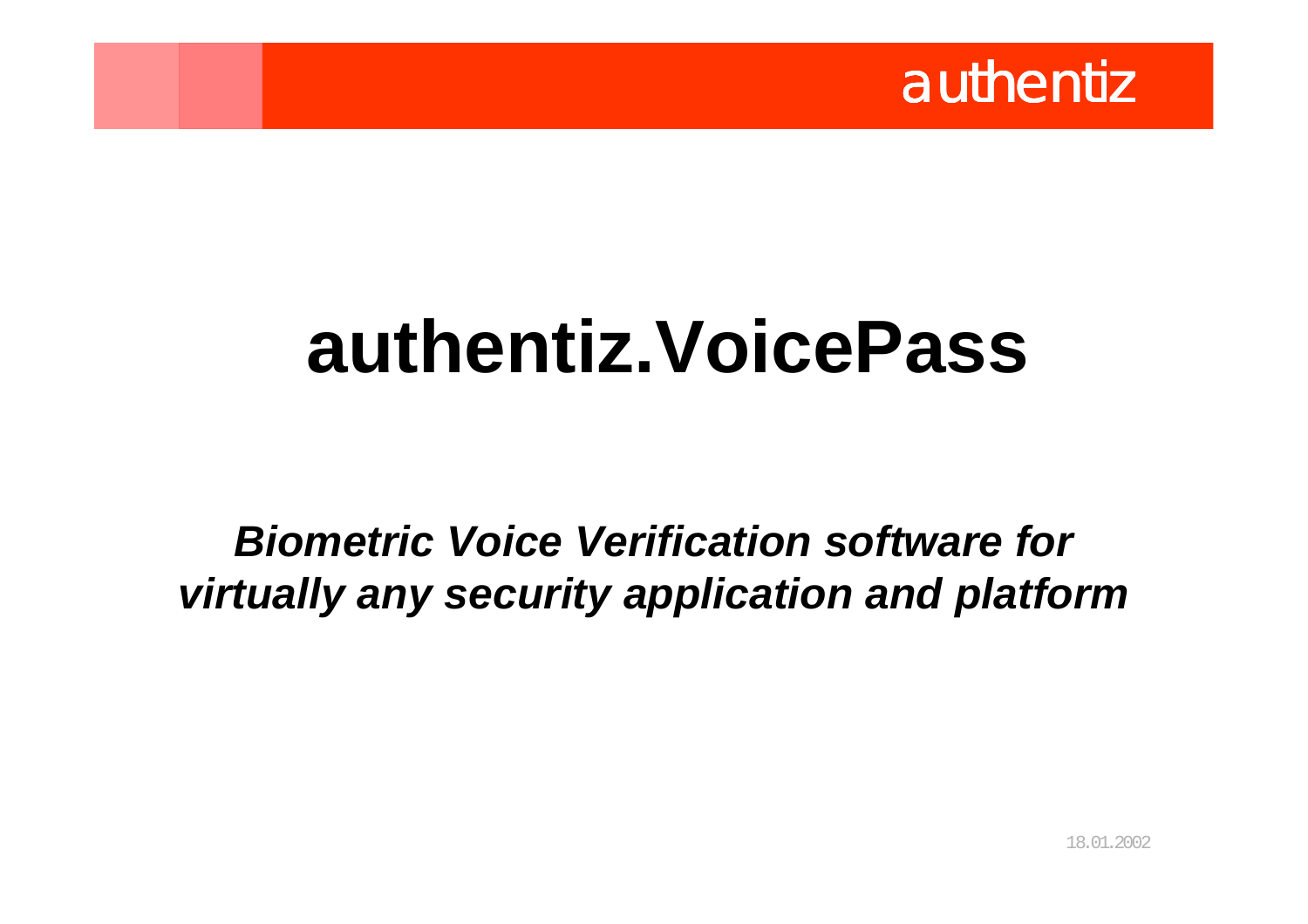# authentiz.VoicePass

***Biometric Voice Verification software for virtually any security application and platform***

18.01.2002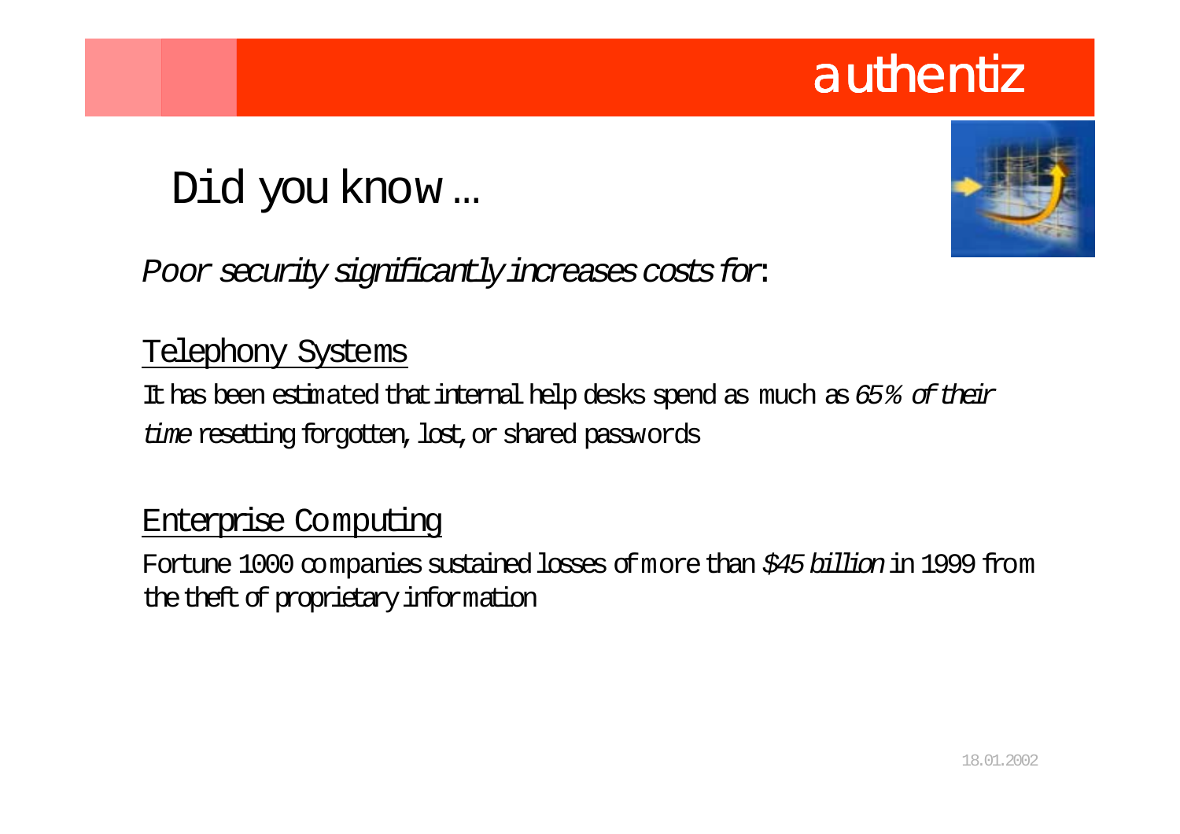# Did you know …

*Poor security significantly increases costs for*:

## Telephony Systems

It has been estimated that internal help desks spend as much as *65% of their time* resetting forgotten, lost, or shared passwords

## Enterprise Computing

Fortune 1000 companies sustained losses of more than *$45 billion* in 1999 from the theft of proprietary information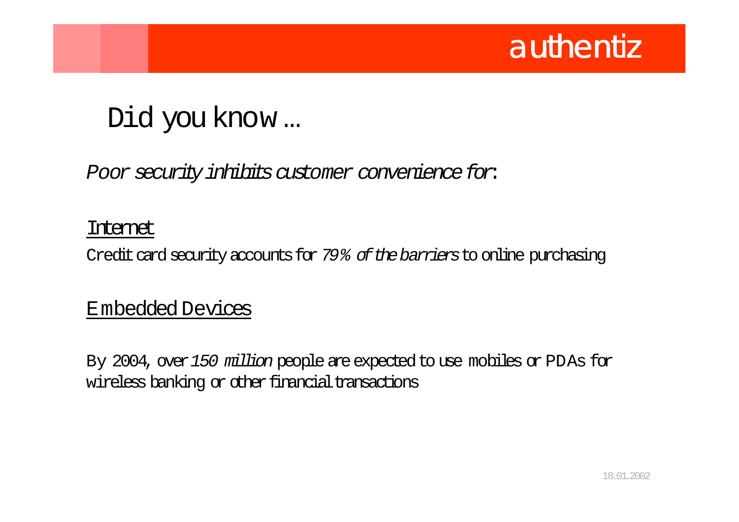# Did you know …

*Poor security inhibits customer convenience for*:

Internet

Credit card security accounts for *79% of the barriers* to online purchasing

Embedded Devices

By 2004, over *150 million* people are expected to use mobiles or PDAs for wireless banking or other financial transactions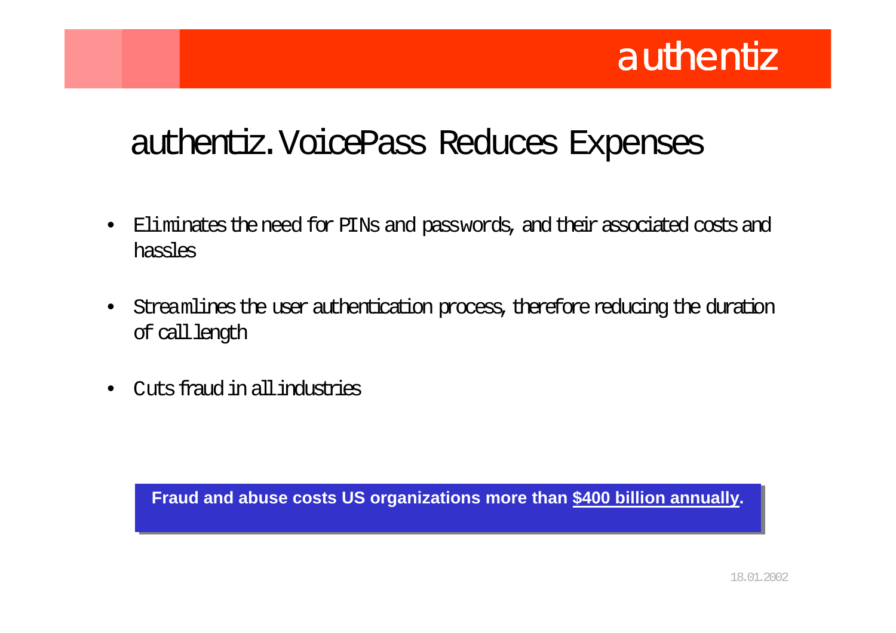# authentiz.VoicePass Reduces Expenses

- Eliminates the need for PINs and passwords, and their associated costs and hassles
- Streamlines the user authentication process, therefore reducing the duration of call length
- Cuts fraud in all industries

**Fraud and abuse costs US organizations more than <u>$400 billion annually</u>.**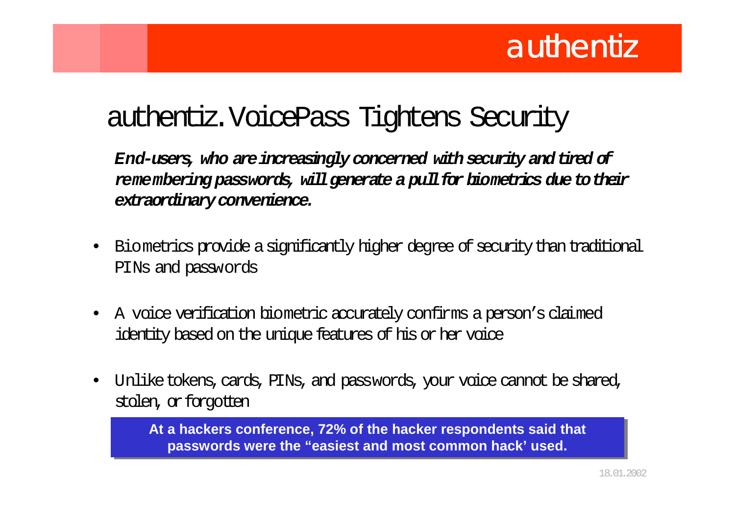# authentiz.VoicePass Tightens Security

***End-users, who are increasingly concerned with security and tired of remembering passwords, will generate a pull for biometrics due to their extraordinary convenience.***

- Biometrics provide a significantly higher degree of security than traditional PINs and passwords
- A voice verification biometric accurately confirms a person's claimed identity based on the unique features of his or her voice
- Unlike tokens, cards, PINs, and passwords, your voice cannot be shared, stolen, or forgotten

**At a hackers conference, 72% of the hacker respondents said that passwords were the "easiest and most common hack' used.**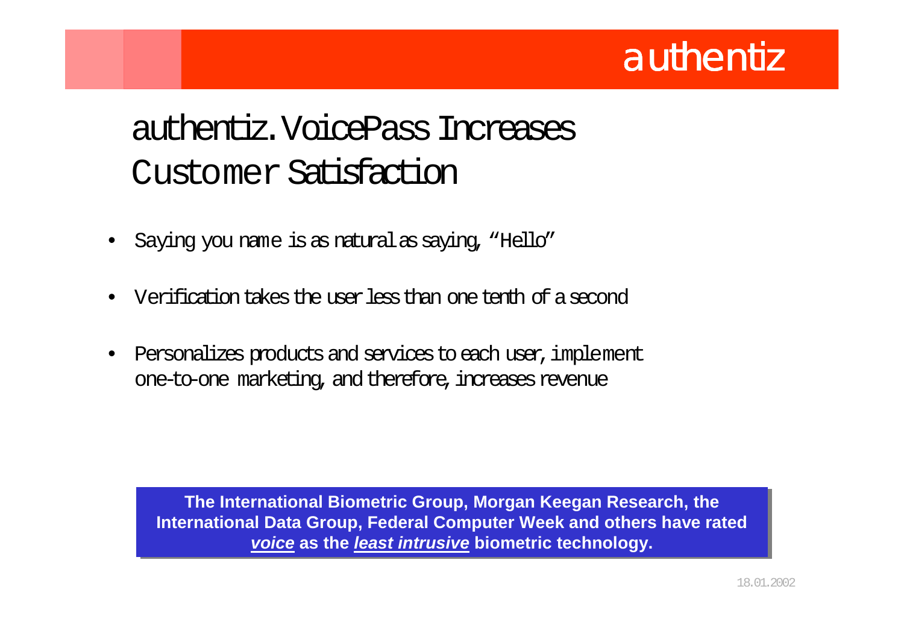# authentiz.VoicePass Increases Customer Satisfaction

- Saying you name is as natural as saying, "Hello"
- Verification takes the user less than one tenth of a second
- Personalizes products and services to each user, implement one-to-one marketing, and therefore, increases revenue

**The International Biometric Group, Morgan Keegan Research, the International Data Group, Federal Computer Week and others have rated *voice* as the *least intrusive* biometric technology.**

18.01.2002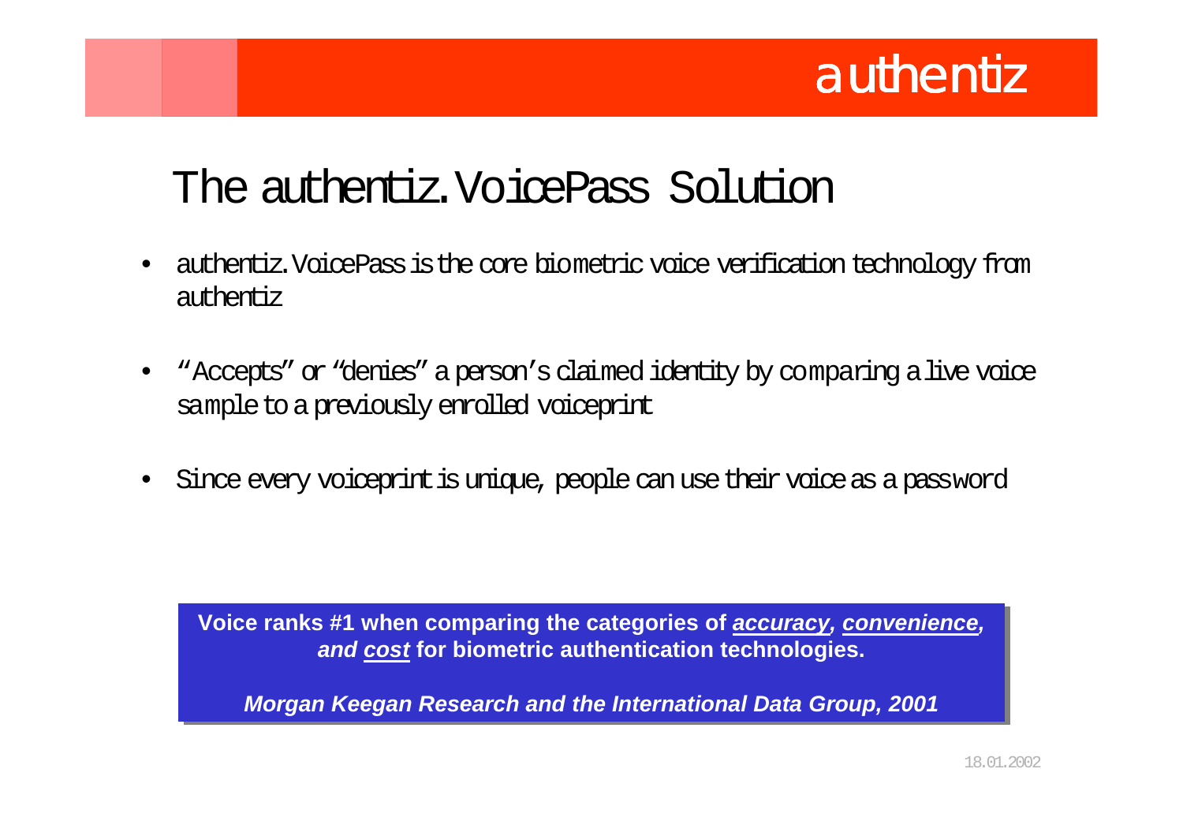# The authentiz.VoicePass Solution

- authentiz.VoicePass is the core biometric voice verification technology from authentiz
- "Accepts" or "denies" a person's claimed identity by comparing a live voice sample to a previously enrolled voiceprint
- Since every voiceprint is unique, people can use their voice as a password

**Voice ranks #1 when comparing the categories of *accuracy*, *convenience*, *and cost* for biometric authentication technologies.**

***Morgan Keegan Research and the International Data Group, 2001***

18.01.2002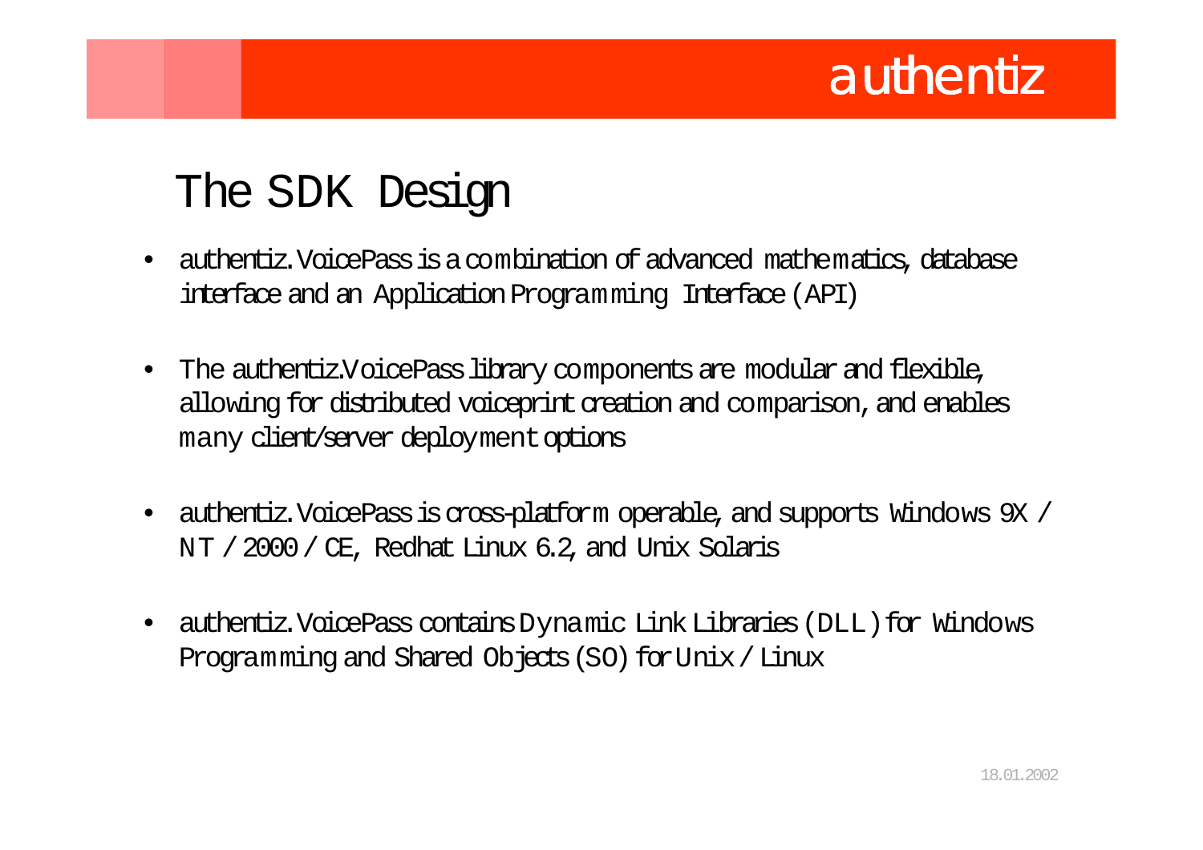# The SDK Design

- authentiz.VoicePass is a combination of advanced mathematics, database interface and an Application Programming Interface (API)
- The authentiz.VoicePass library components are modular and flexible, allowing for distributed voiceprint creation and comparison, and enables many client/server deployment options
- authentiz.VoicePass is cross-platform operable, and supports Windows 9X / NT / 2000 / CE, Redhat Linux 6.2, and Unix Solaris
- authentiz.VoicePass contains Dynamic Link Libraries (DLL) for Windows Programming and Shared Objects (SO) for Unix / Linux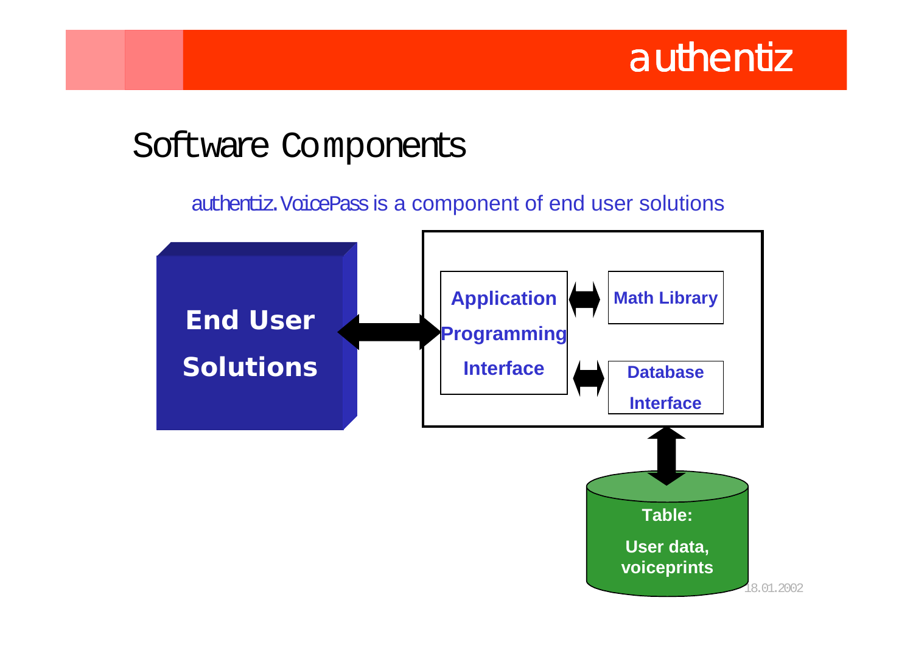## Software Components

authentiz.VoicePass is a component of end user solutions

End User Solutions

Application Programming Interface

Math Library

Database Interface

Table:

User data, voiceprints

18.01.2002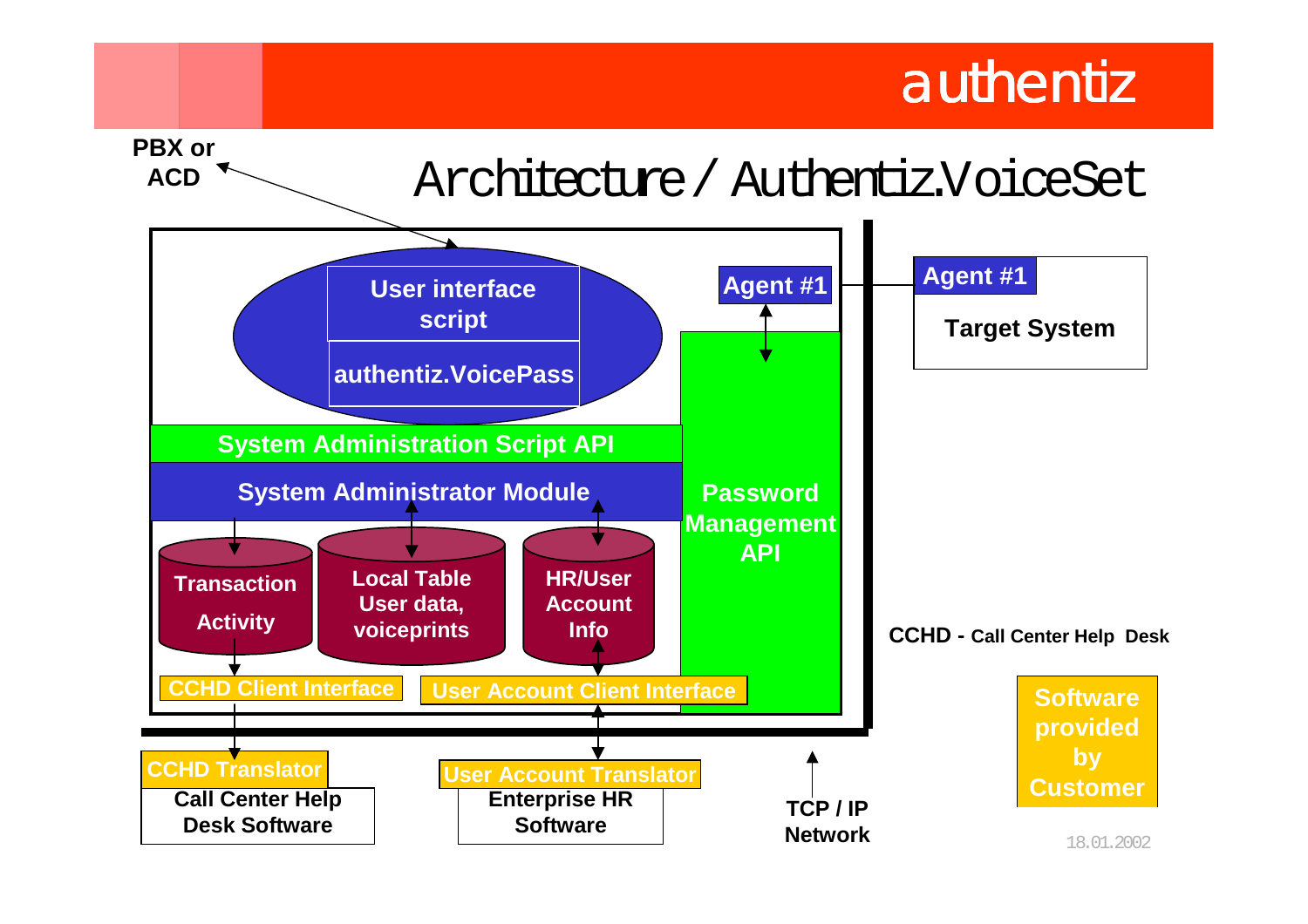# Architecture / Authentiz.VoiceSet

PBX or ACD

User interface script

authentiz.VoicePass

Agent #1

Agent #1

Target System

System Administration Script API

System Administrator Module

Password Management API

Transaction Activity

Local Table User data, voiceprints

HR/User Account Info

CCHD Client Interface

User Account Client Interface

CCHD - Call Center Help Desk

CCHD Translator

Call Center Help Desk Software

User Account Translator

Enterprise HR Software

TCP / IP Network

Software provided by Customer

18.01.2002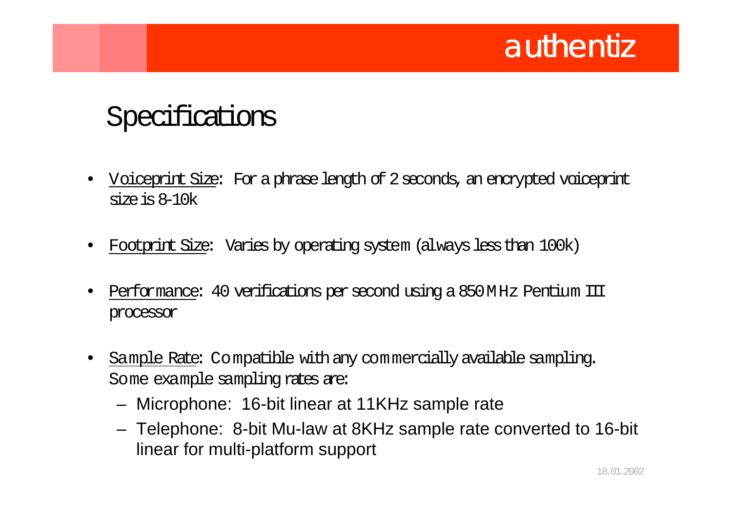# Specifications

- Voiceprint Size: For a phrase length of 2 seconds, an encrypted voiceprint size is 8-10k
- Footprint Size: Varies by operating system (always less than 100k)
- Performance: 40 verifications per second using a 850 MHz Pentium III processor
- Sample Rate: Compatible with any commercially available sampling. Some example sampling rates are:
  - Microphone: 16-bit linear at 11KHz sample rate
  - Telephone: 8-bit Mu-law at 8KHz sample rate converted to 16-bit linear for multi-platform support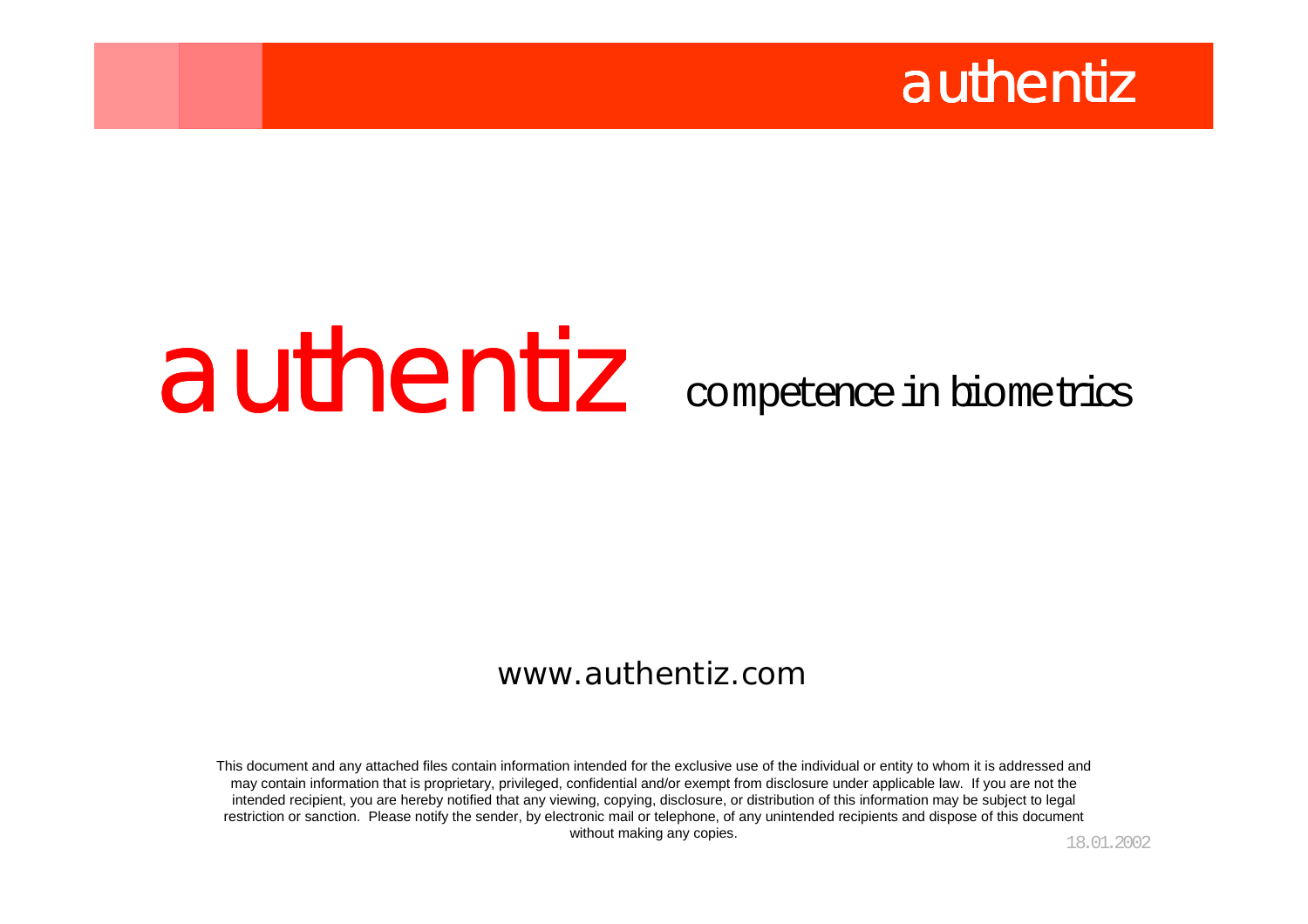# authentiz competence in biometrics

www.authentiz.com

This document and any attached files contain information intended for the exclusive use of the individual or entity to whom it is addressed and may contain information that is proprietary, privileged, confidential and/or exempt from disclosure under applicable law. If you are not the intended recipient, you are hereby notified that any viewing, copying, disclosure, or distribution of this information may be subject to legal restriction or sanction. Please notify the sender, by electronic mail or telephone, of any unintended recipients and dispose of this document without making any copies.

18.01.2002